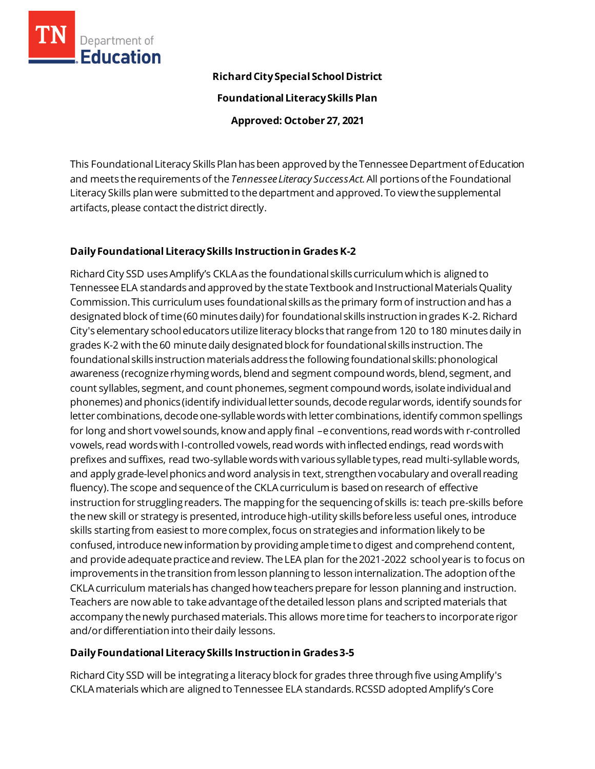**Richard City Special School District**

**Foundational Literacy Skills Plan**

**Approved: October 27, 2021**

This Foundational Literacy Skills Plan has been approved by the Tennessee Department of Education and meets the requirements of the *Tennessee Literacy Success Act.* All portions of the Foundational Literacy Skills plan were submitted to the department and approved. To view the supplemental artifacts, please contact the district directly.

## Daily Foundational Literacy Skills Instruction in Grades K-2

Richard City SSD uses Amplify's CKLA as the foundational skills curriculum which is aligned to Tennessee ELA standards and approved by the state Textbook and Instructional Materials Quality Commission. This curriculum uses foundational skills as the primary form of instruction and has a designated block of time (60 minutes daily) for foundational skills instruction in grades K-2. Richard City's elementary school educators utilize literacy blocks that range from 120 to 180 minutes daily in grades K-2 with the 60 minute daily designated block for foundational skills instruction. The foundational skills instruction materials address the following foundational skills: phonological awareness (recognize rhyming words, blend and segment compound words, blend, segment, and count syllables, segment, and count phonemes, segment compound words, isolate individual and phonemes) and phonics (identify individual letter sounds, decode regular words, identify sounds for letter combinations, decode one-syllable words with letter combinations, identify common spellings for long and short vowel sounds, know and apply final –e conventions, read words with r-controlled vowels, read words with l-controlled vowels, read words with inflected endings, read words with prefixes and suffixes, read two-syllable words with various syllable types, read multi-syllable words, and apply grade-level phonics and word analysis in text, strengthen vocabulary and overall reading fluency). The scope and sequence of the CKLA curriculum is based on research of effective instruction for struggling readers. The mapping for the sequencing of skills is: teach pre-skills before the new skill or strategy is presented, introduce high-utility skills before less useful ones, introduce skills starting from easiest to more complex, focus on strategies and information likely to be confused, introduce new information by providing ample time to digest and comprehend content, and provide adequate practice and review. The LEA plan for the 2021-2022 school year is to focus on improvements in the transition from lesson planning to lesson internalization. The adoption of the CKLA curriculum materials has changed how teachers prepare for lesson planning and instruction. Teachers are now able to take advantage of the detailed lesson plans and scripted materials that accompany the newly purchased materials. This allows more time for teachers to incorporate rigor and/or differentiation into their daily lessons.

## Daily Foundational Literacy Skills Instruction in Grades 3-5

Richard City SSD will be integrating a literacy block for grades three through five using Amplify's CKLA materials which are aligned to Tennessee ELA standards. RCSSD adopted Amplify's Core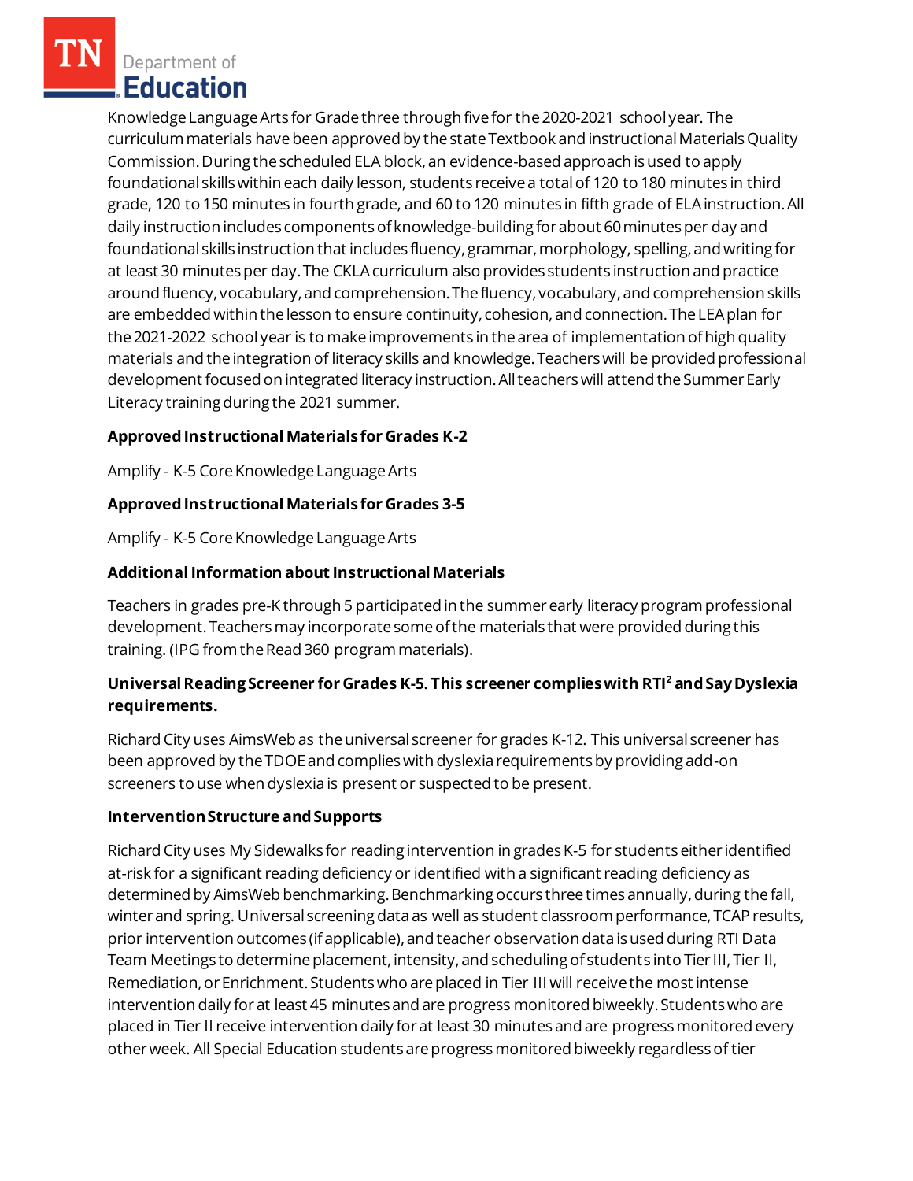Knowledge Language Arts for Grade three through five for the 2020-2021 school year. The curriculum materials have been approved by the state Textbook and instructional Materials Quality Commission. During the scheduled ELA block, an evidence-based approach is used to apply foundational skills within each daily lesson, students receive a total of 120 to 180 minutes in third grade, 120 to 150 minutes in fourth grade, and 60 to 120 minutes in fifth grade of ELA instruction. All daily instruction includes components of knowledge-building for about 60 minutes per day and foundational skills instruction that includes fluency, grammar, morphology, spelling, and writing for at least 30 minutes per day. The CKLA curriculum also provides students instruction and practice around fluency, vocabulary, and comprehension. The fluency, vocabulary, and comprehension skills are embedded within the lesson to ensure continuity, cohesion, and connection. The LEA plan for the 2021-2022 school year is to make improvements in the area of implementation of high quality materials and the integration of literacy skills and knowledge. Teachers will be provided professional development focused on integrated literacy instruction. All teachers will attend the Summer Early Literacy training during the 2021 summer.

**Approved Instructional Materials for Grades K-2**

Amplify - K-5 Core Knowledge Language Arts

**Approved Instructional Materials for Grades 3-5**

Amplify - K-5 Core Knowledge Language Arts

**Additional Information about Instructional Materials**

Teachers in grades pre-K through 5 participated in the summer early literacy program professional development. Teachers may incorporate some of the materials that were provided during this training. (IPG from the Read 360 program materials).

**Universal Reading Screener for Grades K-5. This screener complies with RTI[2] and Say Dyslexia requirements.**

Richard City uses AimsWeb as the universal screener for grades K-12. This universal screener has been approved by the TDOE and complies with dyslexia requirements by providing add-on screeners to use when dyslexia is present or suspected to be present.

**Intervention Structure and Supports**

Richard City uses My Sidewalks for reading intervention in grades K-5 for students either identified at-risk for a significant reading deficiency or identified with a significant reading deficiency as determined by AimsWeb benchmarking. Benchmarking occurs three times annually, during the fall, winter and spring. Universal screening data as well as student classroom performance, TCAP results, prior intervention outcomes (if applicable), and teacher observation data is used during RTI Data Team Meetings to determine placement, intensity, and scheduling of students into Tier III, Tier II, Remediation, or Enrichment. Students who are placed in Tier III will receive the most intense intervention daily for at least 45 minutes and are progress monitored biweekly. Students who are placed in Tier II receive intervention daily for at least 30 minutes and are progress monitored every other week. All Special Education students are progress monitored biweekly regardless of tier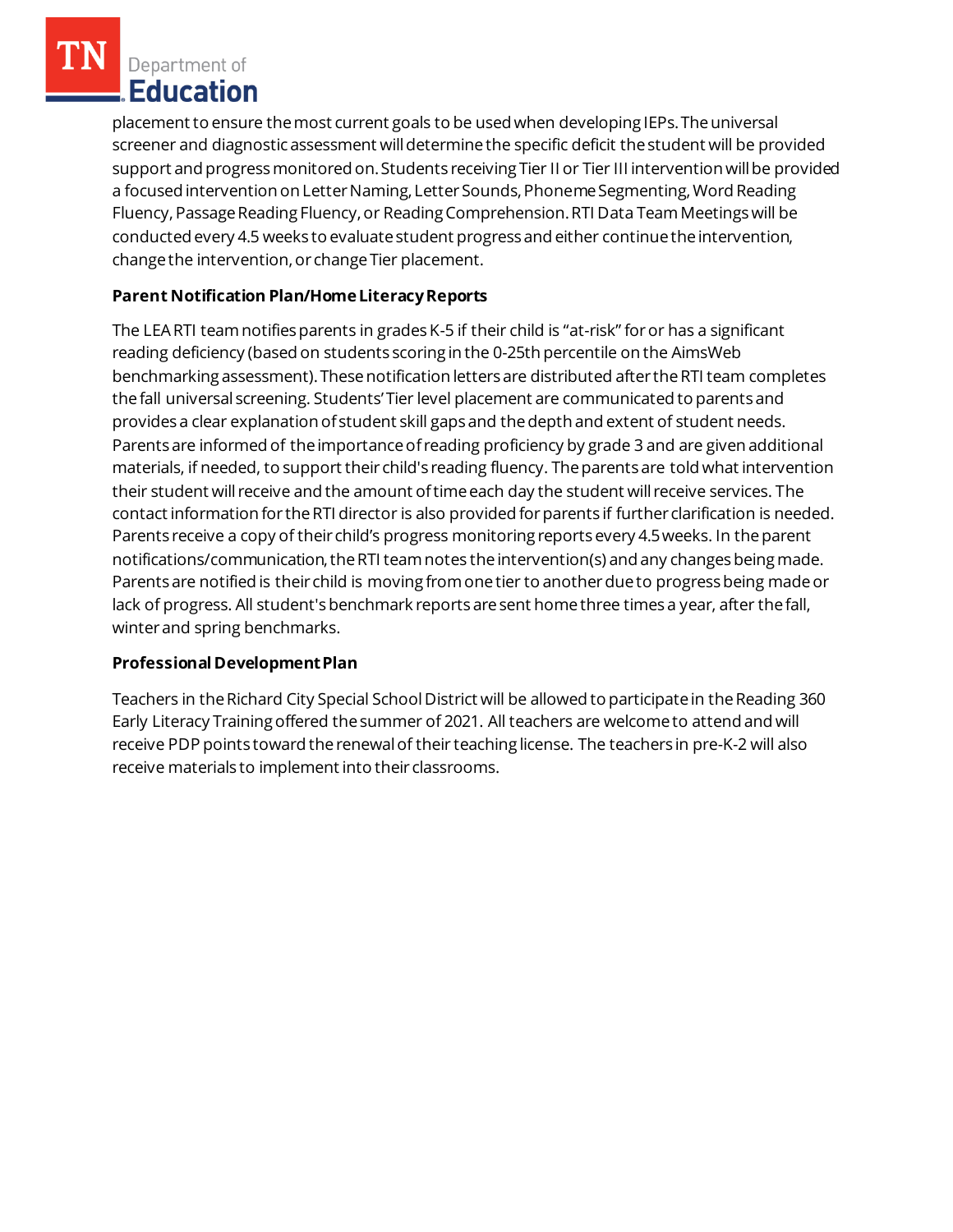placement to ensure the most current goals to be used when developing IEPs. The universal screener and diagnostic assessment will determine the specific deficit the student will be provided support and progress monitored on. Students receiving Tier II or Tier III intervention will be provided a focused intervention on Letter Naming, Letter Sounds, Phoneme Segmenting, Word Reading Fluency, Passage Reading Fluency, or Reading Comprehension. RTI Data Team Meetings will be conducted every 4.5 weeks to evaluate student progress and either continue the intervention, change the intervention, or change Tier placement.

**Parent Notification Plan/Home Literacy Reports**

The LEA RTI team notifies parents in grades K-5 if their child is "at-risk" for or has a significant reading deficiency (based on students scoring in the 0-25th percentile on the AimsWeb benchmarking assessment). These notification letters are distributed after the RTI team completes the fall universal screening. Students' Tier level placement are communicated to parents and provides a clear explanation of student skill gaps and the depth and extent of student needs. Parents are informed of the importance of reading proficiency by grade 3 and are given additional materials, if needed, to support their child's reading fluency. The parents are told what intervention their student will receive and the amount of time each day the student will receive services. The contact information for the RTI director is also provided for parents if further clarification is needed. Parents receive a copy of their child's progress monitoring reports every 4.5 weeks. In the parent notifications/communication, the RTI team notes the intervention(s) and any changes being made. Parents are notified is their child is moving from one tier to another due to progress being made or lack of progress. All student's benchmark reports are sent home three times a year, after the fall, winter and spring benchmarks.

**Professional Development Plan**

Teachers in the Richard City Special School District will be allowed to participate in the Reading 360 Early Literacy Training offered the summer of 2021. All teachers are welcome to attend and will receive PDP points toward the renewal of their teaching license. The teachers in pre-K-2 will also receive materials to implement into their classrooms.